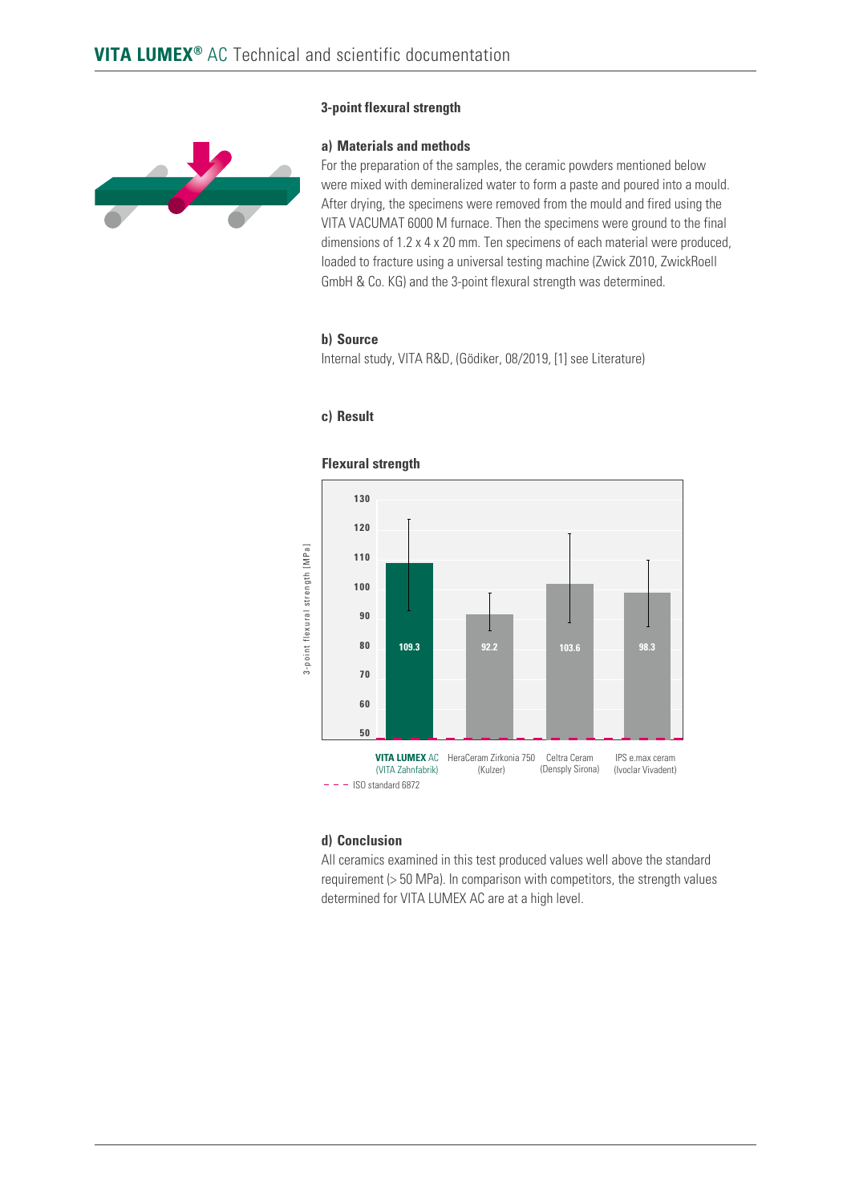## 3-point flexural strength

### a) Materials and methods

For the preparation of the samples, the ceramic powders mentioned below were mixed with demineralized water to form a paste and poured into a mould. After drying, the specimens were removed from the mould and fired using the VITA VACUMAT 6000 M furnace. Then the specimens were ground to the final dimensions of 1.2 x 4 x 20 mm. Ten specimens of each material were produced, loaded to fracture using a universal testing machine (Zwick Z010, ZwickRoell GmbH & Co. KG) and the 3-point flexural strength was determined.

### b) Source

Internal study, VITA R&D, (Gödiker, 08/2019, [1] see Literature)

### c) Result

**Flexural strength**

| Material | 3-point flexural strength [MPa] |
|---|---|
| **VITA LUMEX** AC (VITA Zahnfabrik) | 109.3 |
| HeraCeram Zirkonia 750 (Kulzer) | 92.2 |
| Celtra Ceram (Densply Sirona) | 103.6 |
| IPS e.max ceram (Ivoclar Vivadent) | 98.3 |

- - - ISO standard 6872

### d) Conclusion

All ceramics examined in this test produced values well above the standard requirement (> 50 MPa). In comparison with competitors, the strength values determined for VITA LUMEX AC are at a high level.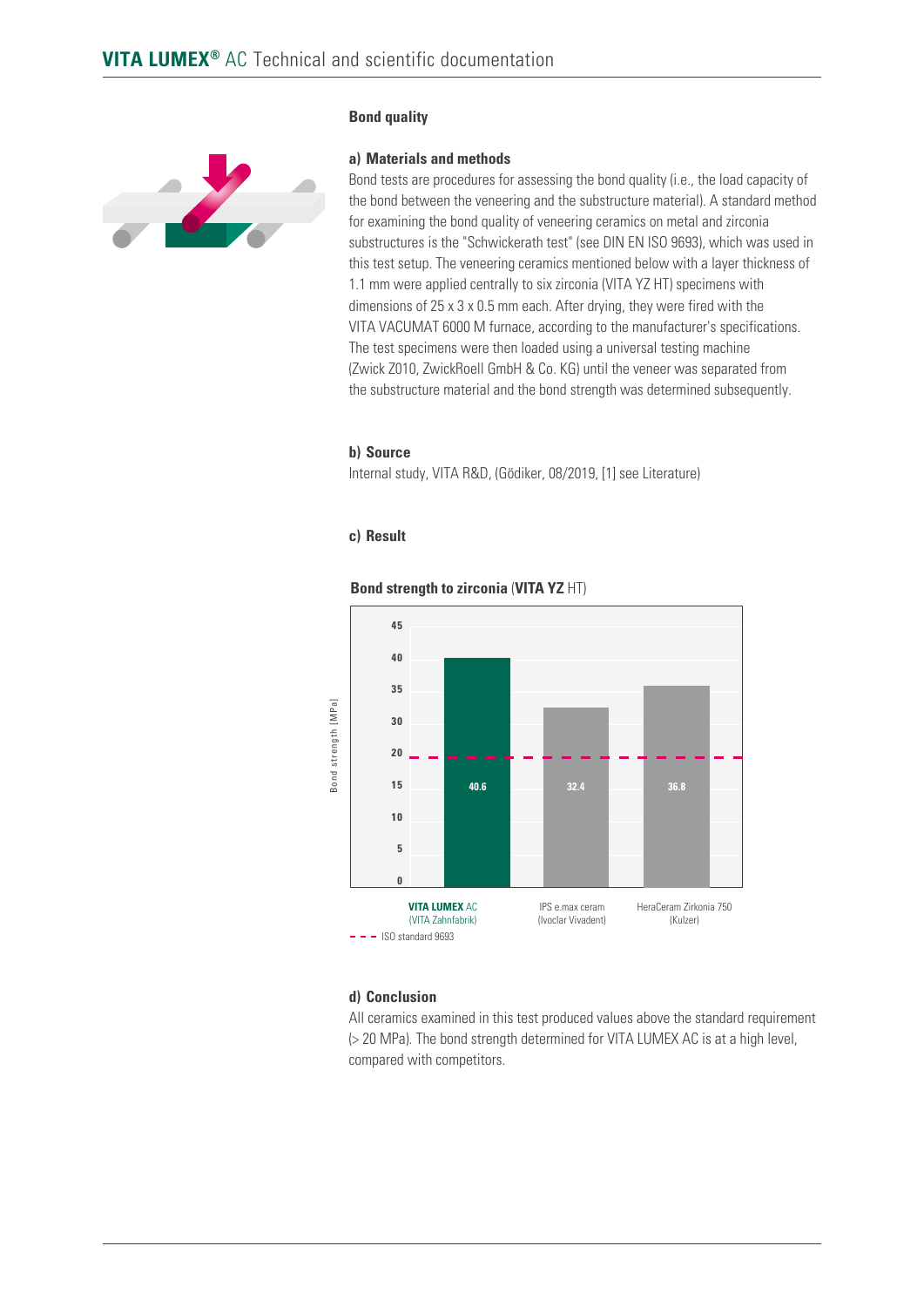## Bond quality

### a) Materials and methods

Bond tests are procedures for assessing the bond quality (i.e., the load capacity of the bond between the veneering and the substructure material). A standard method for examining the bond quality of veneering ceramics on metal and zirconia substructures is the "Schwickerath test" (see DIN EN ISO 9693), which was used in this test setup. The veneering ceramics mentioned below with a layer thickness of 1.1 mm were applied centrally to six zirconia (VITA YZ HT) specimens with dimensions of 25 x 3 x 0.5 mm each. After drying, they were fired with the VITA VACUMAT 6000 M furnace, according to the manufacturer's specifications. The test specimens were then loaded using a universal testing machine (Zwick Z010, ZwickRoell GmbH & Co. KG) until the veneer was separated from the substructure material and the bond strength was determined subsequently.

### b) Source

Internal study, VITA R&D, (Gödiker, 08/2019, [1] see Literature)

### c) Result

**Bond strength to zirconia (VITA YZ HT)**

| Material | Bond strength [MPa] |
|---|---|
| VITA LUMEX AC (VITA Zahnfabrik) | 40.6 |
| IPS e.max ceram (Ivoclar Vivadent) | 32.4 |
| HeraCeram Zirkonia 750 (Kulzer) | 36.8 |

- - - ISO standard 9693 (20 MPa)

### d) Conclusion

All ceramics examined in this test produced values above the standard requirement (> 20 MPa). The bond strength determined for VITA LUMEX AC is at a high level, compared with competitors.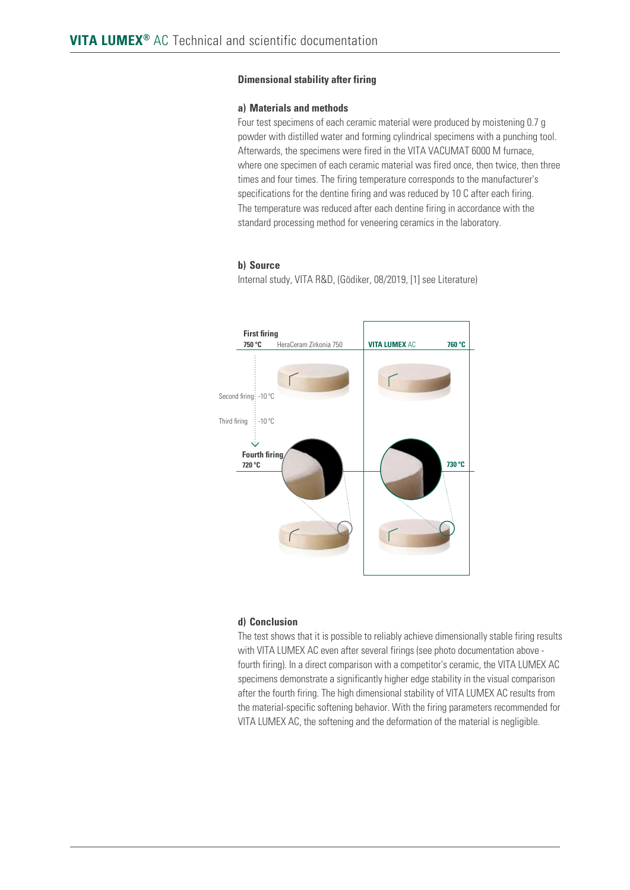### Dimensional stability after firing

#### a) Materials and methods

Four test specimens of each ceramic material were produced by moistening 0.7 g powder with distilled water and forming cylindrical specimens with a punching tool. Afterwards, the specimens were fired in the VITA VACUMAT 6000 M furnace, where one specimen of each ceramic material was fired once, then twice, then three times and four times. The firing temperature corresponds to the manufacturer's specifications for the dentine firing and was reduced by 10 C after each firing. The temperature was reduced after each dentine firing in accordance with the standard processing method for veneering ceramics in the laboratory.

#### b) Source

Internal study, VITA R&D, (Gödiker, 08/2019, [1] see Literature)

First firing
750 °C HeraCeram Zirkonia 750
VITA LUMEX AC 760 °C

Second firing -10 °C

Third firing -10 °C

Fourth firing
720 °C
730 °C

#### d) Conclusion

The test shows that it is possible to reliably achieve dimensionally stable firing results with VITA LUMEX AC even after several firings (see photo documentation above - fourth firing). In a direct comparison with a competitor's ceramic, the VITA LUMEX AC specimens demonstrate a significantly higher edge stability in the visual comparison after the fourth firing. The high dimensional stability of VITA LUMEX AC results from the material-specific softening behavior. With the firing parameters recommended for VITA LUMEX AC, the softening and the deformation of the material is negligible.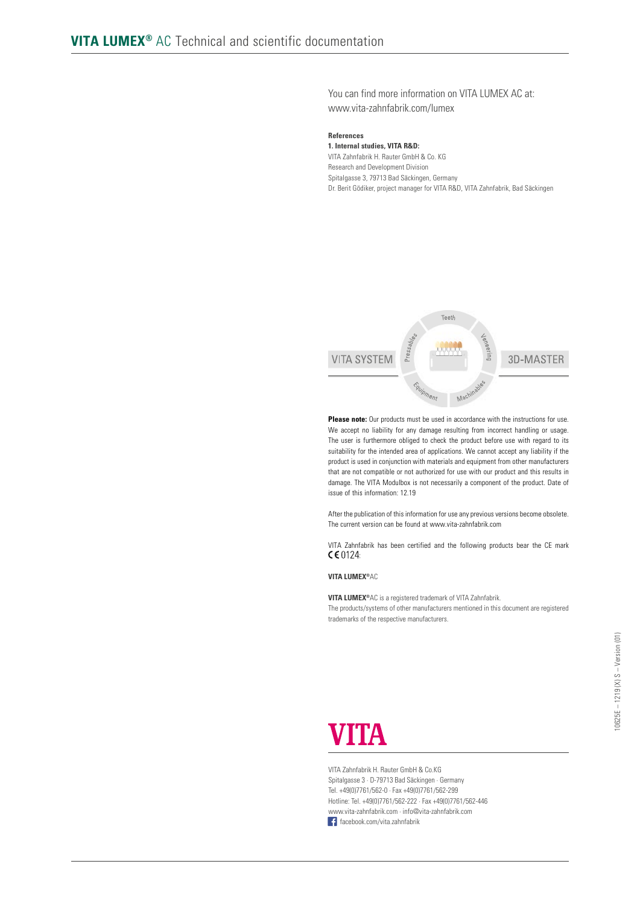You can find more information on VITA LUMEX AC at:
www.vita-zahnfabrik.com/lumex

**References**

**1. Internal studies, VITA R&D:**
VITA Zahnfabrik H. Rauter GmbH & Co. KG
Research and Development Division
Spitalgasse 3, 79713 Bad Säckingen, Germany
Dr. Berit Gödiker, project manager for VITA R&D, VITA Zahnfabrik, Bad Säckingen

VITA SYSTEM
Teeth
Veneering
Machinables
Equipment
Pressables
3D-MASTER

**Please note:** Our products must be used in accordance with the instructions for use. We accept no liability for any damage resulting from incorrect handling or usage. The user is furthermore obliged to check the product before use with regard to its suitability for the intended area of applications. We cannot accept any liability if the product is used in conjunction with materials and equipment from other manufacturers that are not compatible or not authorized for use with our product and this results in damage. The VITA Modulbox is not necessarily a component of the product. Date of issue of this information: 12.19

After the publication of this information for use any previous versions become obsolete. The current version can be found at www.vita-zahnfabrik.com

VITA Zahnfabrik has been certified and the following products bear the CE mark CE 0124:

**VITA LUMEX®**AC

**VITA LUMEX®**AC is a registered trademark of VITA Zahnfabrik.
The products/systems of other manufacturers mentioned in this document are registered trademarks of the respective manufacturers.

VITA

VITA Zahnfabrik H. Rauter GmbH & Co.KG
Spitalgasse 3 · D-79713 Bad Säckingen · Germany
Tel. +49(0)7761/562-0 · Fax +49(0)7761/562-299
Hotline: Tel. +49(0)7761/562-222 · Fax +49(0)7761/562-446
www.vita-zahnfabrik.com · info@vita-zahnfabrik.com
facebook.com/vita.zahnfabrik

10625E – 1219 (X) S – Version (01)